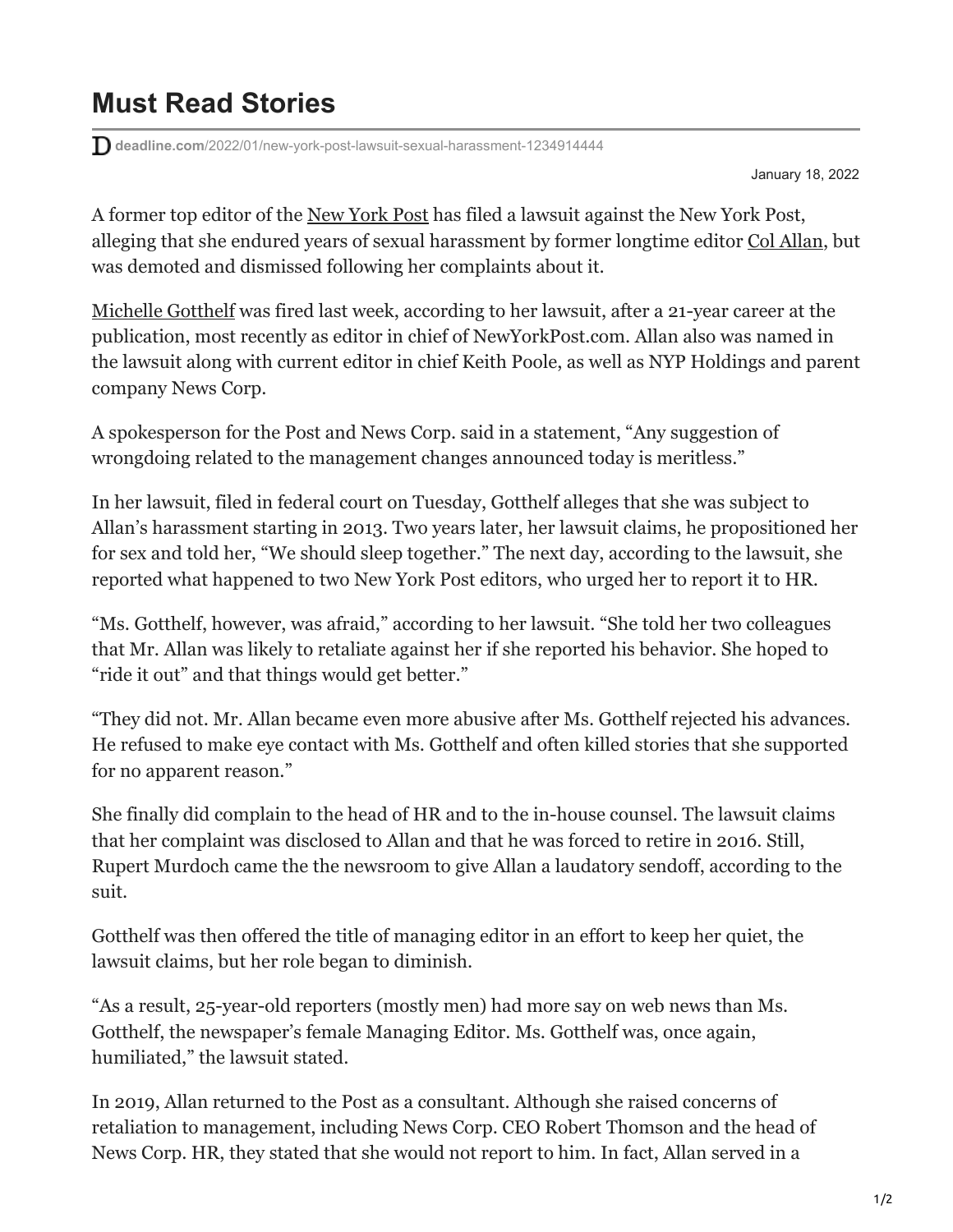# Must Read Stories

deadline.com/2022/01/new-york-post-lawsuit-sexual-harassment-1234914444

January 18, 2022

A former top editor of the New York Post has filed a lawsuit against the New York Post, alleging that she endured years of sexual harassment by former longtime editor Col Allan, but was demoted and dismissed following her complaints about it.

Michelle Gotthelf was fired last week, according to her lawsuit, after a 21-year career at the publication, most recently as editor in chief of NewYorkPost.com. Allan also was named in the lawsuit along with current editor in chief Keith Poole, as well as NYP Holdings and parent company News Corp.

A spokesperson for the Post and News Corp. said in a statement, "Any suggestion of wrongdoing related to the management changes announced today is meritless."

In her lawsuit, filed in federal court on Tuesday, Gotthelf alleges that she was subject to Allan's harassment starting in 2013. Two years later, her lawsuit claims, he propositioned her for sex and told her, "We should sleep together." The next day, according to the lawsuit, she reported what happened to two New York Post editors, who urged her to report it to HR.

"Ms. Gotthelf, however, was afraid," according to her lawsuit. "She told her two colleagues that Mr. Allan was likely to retaliate against her if she reported his behavior. She hoped to "ride it out" and that things would get better."

"They did not. Mr. Allan became even more abusive after Ms. Gotthelf rejected his advances. He refused to make eye contact with Ms. Gotthelf and often killed stories that she supported for no apparent reason."

She finally did complain to the head of HR and to the in-house counsel. The lawsuit claims that her complaint was disclosed to Allan and that he was forced to retire in 2016. Still, Rupert Murdoch came the the newsroom to give Allan a laudatory sendoff, according to the suit.

Gotthelf was then offered the title of managing editor in an effort to keep her quiet, the lawsuit claims, but her role began to diminish.

"As a result, 25-year-old reporters (mostly men) had more say on web news than Ms. Gotthelf, the newspaper's female Managing Editor. Ms. Gotthelf was, once again, humiliated," the lawsuit stated.

In 2019, Allan returned to the Post as a consultant. Although she raised concerns of retaliation to management, including News Corp. CEO Robert Thomson and the head of News Corp. HR, they stated that she would not report to him. In fact, Allan served in a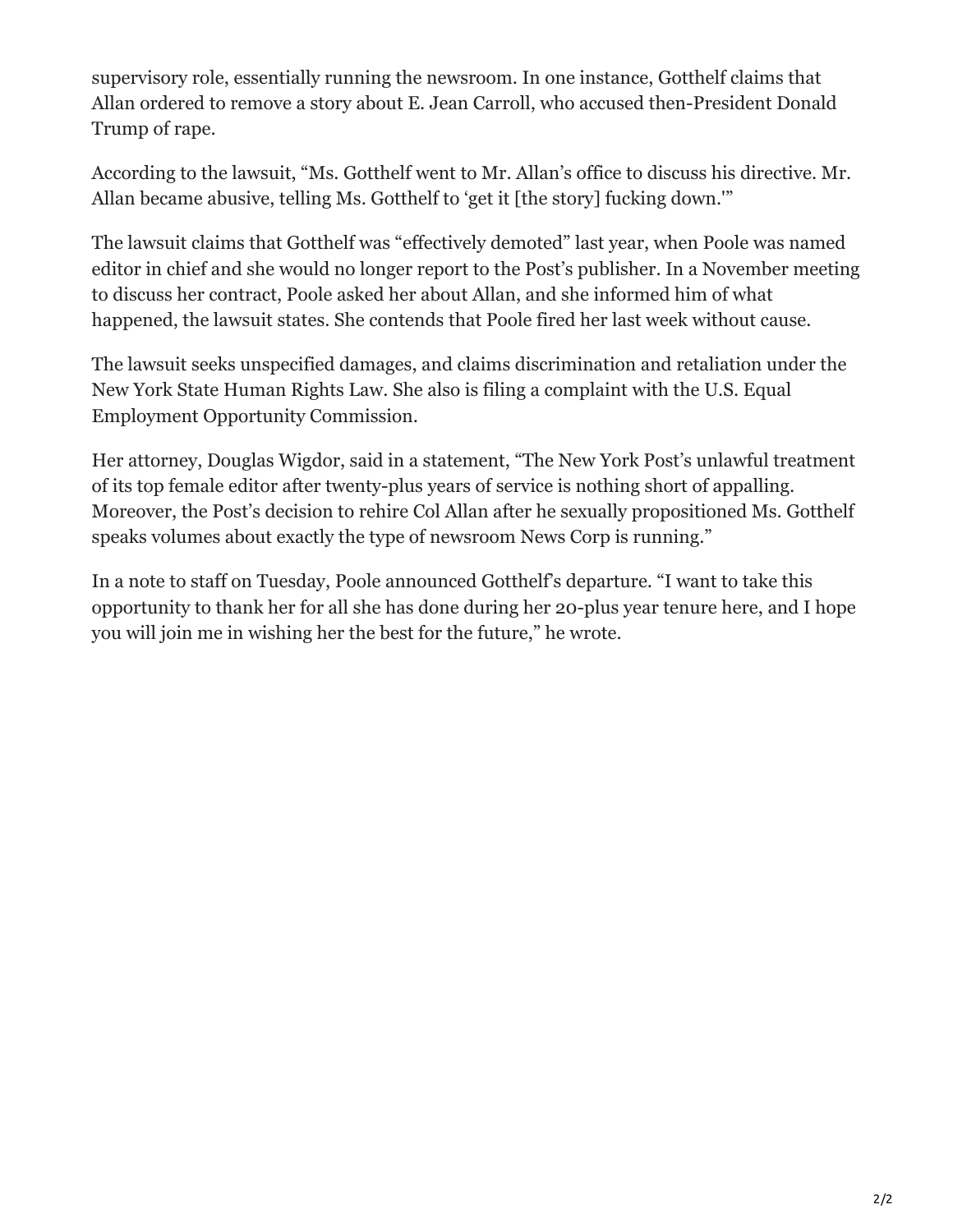supervisory role, essentially running the newsroom. In one instance, Gotthelf claims that Allan ordered to remove a story about E. Jean Carroll, who accused then-President Donald Trump of rape.

According to the lawsuit, "Ms. Gotthelf went to Mr. Allan's office to discuss his directive. Mr. Allan became abusive, telling Ms. Gotthelf to 'get it [the story] fucking down.'"

The lawsuit claims that Gotthelf was "effectively demoted" last year, when Poole was named editor in chief and she would no longer report to the Post's publisher. In a November meeting to discuss her contract, Poole asked her about Allan, and she informed him of what happened, the lawsuit states. She contends that Poole fired her last week without cause.

The lawsuit seeks unspecified damages, and claims discrimination and retaliation under the New York State Human Rights Law. She also is filing a complaint with the U.S. Equal Employment Opportunity Commission.

Her attorney, Douglas Wigdor, said in a statement, "The New York Post's unlawful treatment of its top female editor after twenty-plus years of service is nothing short of appalling. Moreover, the Post's decision to rehire Col Allan after he sexually propositioned Ms. Gotthelf speaks volumes about exactly the type of newsroom News Corp is running."

In a note to staff on Tuesday, Poole announced Gotthelf's departure. "I want to take this opportunity to thank her for all she has done during her 20-plus year tenure here, and I hope you will join me in wishing her the best for the future," he wrote.